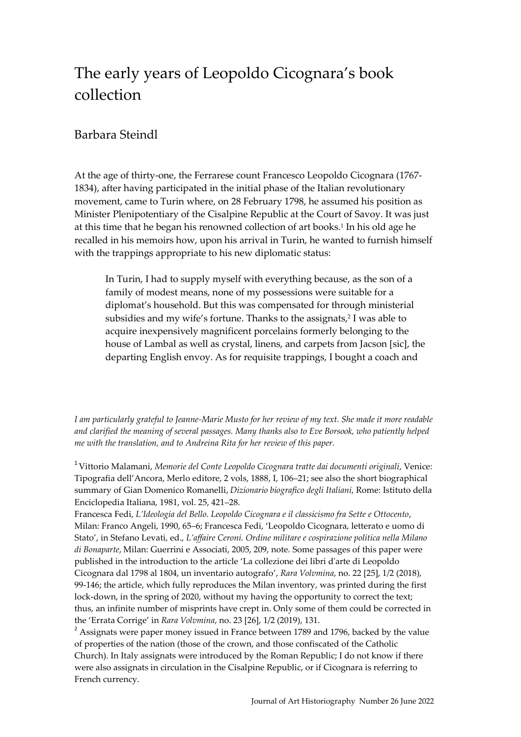# The early years of Leopoldo Cicognara's book collection

## Barbara Steindl

At the age of thirty-one, the Ferrarese count Francesco Leopoldo Cicognara (1767-1834), after having participated in the initial phase of the Italian revolutionary movement, came to Turin where, on 28 February 1798, he assumed his position as Minister Plenipotentiary of the Cisalpine Republic at the Court of Savoy. It was just at this time that he began his renowned collection of art books.[1] In his old age he recalled in his memoirs how, upon his arrival in Turin, he wanted to furnish himself with the trappings appropriate to his new diplomatic status:

> In Turin, I had to supply myself with everything because, as the son of a family of modest means, none of my possessions were suitable for a diplomat's household. But this was compensated for through ministerial subsidies and my wife's fortune. Thanks to the assignats,[2] I was able to acquire inexpensively magnificent porcelains formerly belonging to the house of Lambal as well as crystal, linens, and carpets from Jacson [sic], the departing English envoy. As for requisite trappings, I bought a coach and

*I am particularly grateful to Jeanne-Marie Musto for her review of my text. She made it more readable and clarified the meaning of several passages. Many thanks also to Eve Borsook, who patiently helped me with the translation, and to Andreina Rita for her review of this paper.*

[1] Vittorio Malamani, *Memorie del Conte Leopoldo Cicognara tratte dai documenti originali*, Venice: Tipografia dell'Ancora, Merlo editore, 2 vols, 1888, I, 106–21; see also the short biographical summary of Gian Domenico Romanelli, *Dizionario biografico degli Italiani*, Rome: Istituto della Enciclopedia Italiana, 1981, vol. 25, 421–28.
Francesca Fedi, *L'Ideologia del Bello. Leopoldo Cicognara e il classicismo fra Sette e Ottocento*, Milan: Franco Angeli, 1990, 65–6; Francesca Fedi, 'Leopoldo Cicognara, letterato e uomo di Stato', in Stefano Levati, ed., *L'affaire Ceroni. Ordine militare e cospirazione politica nella Milano di Bonaparte*, Milan: Guerrini e Associati, 2005, 209, note. Some passages of this paper were published in the introduction to the article 'La collezione dei libri d'arte di Leopoldo Cicognara dal 1798 al 1804, un inventario autografo', *Rara Volvmina*, no. 22 [25], 1/2 (2018), 99-146; the article, which fully reproduces the Milan inventory, was printed during the first lock-down, in the spring of 2020, without my having the opportunity to correct the text; thus, an infinite number of misprints have crept in. Only some of them could be corrected in the 'Errata Corrige' in *Rara Volvmina*, no. 23 [26], 1/2 (2019), 131.

[2] Assignats were paper money issued in France between 1789 and 1796, backed by the value of properties of the nation (those of the crown, and those confiscated of the Catholic Church). In Italy assignats were introduced by the Roman Republic; I do not know if there were also assignats in circulation in the Cisalpine Republic, or if Cicognara is referring to French currency.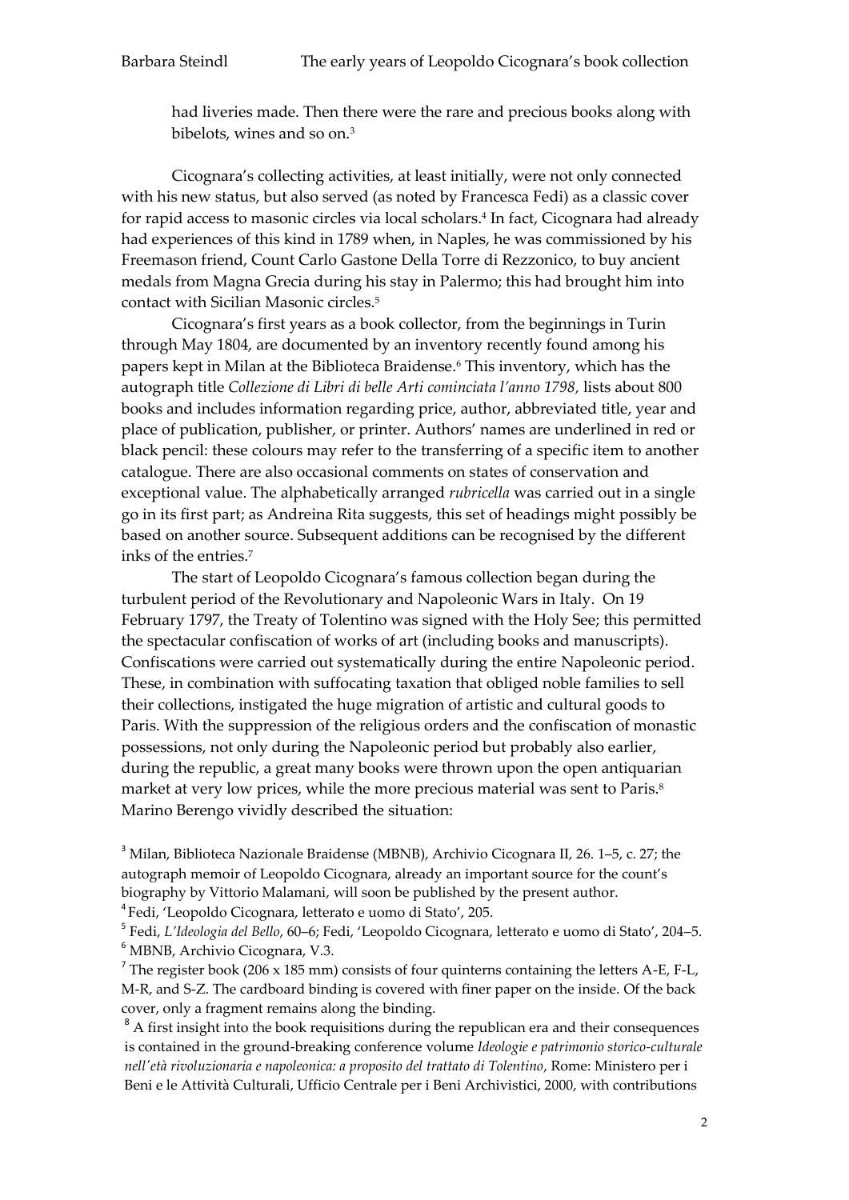had liveries made. Then there were the rare and precious books along with bibelots, wines and so on.[3]

Cicognara's collecting activities, at least initially, were not only connected with his new status, but also served (as noted by Francesca Fedi) as a classic cover for rapid access to masonic circles via local scholars.[4] In fact, Cicognara had already had experiences of this kind in 1789 when, in Naples, he was commissioned by his Freemason friend, Count Carlo Gastone Della Torre di Rezzonico, to buy ancient medals from Magna Grecia during his stay in Palermo; this had brought him into contact with Sicilian Masonic circles.[5]

Cicognara's first years as a book collector, from the beginnings in Turin through May 1804, are documented by an inventory recently found among his papers kept in Milan at the Biblioteca Braidense.[6] This inventory, which has the autograph title *Collezione di Libri di belle Arti cominciata l'anno 1798,* lists about 800 books and includes information regarding price, author, abbreviated title, year and place of publication, publisher, or printer. Authors' names are underlined in red or black pencil: these colours may refer to the transferring of a specific item to another catalogue. There are also occasional comments on states of conservation and exceptional value. The alphabetically arranged *rubricella* was carried out in a single go in its first part; as Andreina Rita suggests, this set of headings might possibly be based on another source. Subsequent additions can be recognised by the different inks of the entries.[7]

The start of Leopoldo Cicognara's famous collection began during the turbulent period of the Revolutionary and Napoleonic Wars in Italy. On 19 February 1797, the Treaty of Tolentino was signed with the Holy See; this permitted the spectacular confiscation of works of art (including books and manuscripts). Confiscations were carried out systematically during the entire Napoleonic period. These, in combination with suffocating taxation that obliged noble families to sell their collections, instigated the huge migration of artistic and cultural goods to Paris. With the suppression of the religious orders and the confiscation of monastic possessions, not only during the Napoleonic period but probably also earlier, during the republic, a great many books were thrown upon the open antiquarian market at very low prices, while the more precious material was sent to Paris.[8] Marino Berengo vividly described the situation:

[3] Milan, Biblioteca Nazionale Braidense (MBNB), Archivio Cicognara II, 26. 1–5, c. 27; the autograph memoir of Leopoldo Cicognara, already an important source for the count's biography by Vittorio Malamani, will soon be published by the present author.

[4] Fedi, 'Leopoldo Cicognara, letterato e uomo di Stato', 205.

[5] Fedi, *L'Ideologia del Bello*, 60–6; Fedi, 'Leopoldo Cicognara, letterato e uomo di Stato', 204–5.

[6] MBNB, Archivio Cicognara, V.3.

[7] The register book (206 x 185 mm) consists of four quinterns containing the letters A-E, F-L, M-R, and S-Z. The cardboard binding is covered with finer paper on the inside. Of the back cover, only a fragment remains along the binding.

[8] A first insight into the book requisitions during the republican era and their consequences is contained in the ground-breaking conference volume *Ideologie e patrimonio storico-culturale nell'età rivoluzionaria e napoleonica: a proposito del trattato di Tolentino*, Rome: Ministero per i Beni e le Attività Culturali, Ufficio Centrale per i Beni Archivistici, 2000, with contributions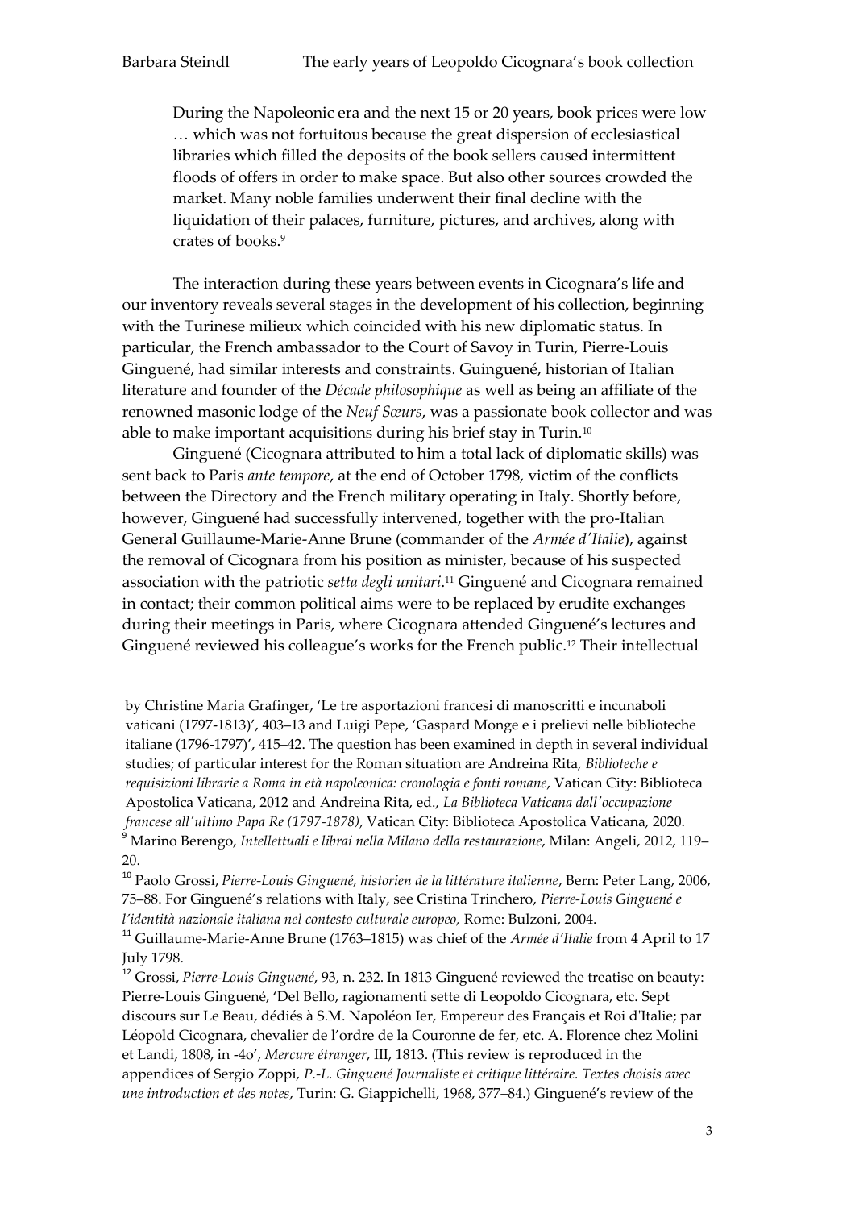> During the Napoleonic era and the next 15 or 20 years, book prices were low … which was not fortuitous because the great dispersion of ecclesiastical libraries which filled the deposits of the book sellers caused intermittent floods of offers in order to make space. But also other sources crowded the market. Many noble families underwent their final decline with the liquidation of their palaces, furniture, pictures, and archives, along with crates of books.[9]

The interaction during these years between events in Cicognara's life and our inventory reveals several stages in the development of his collection, beginning with the Turinese milieux which coincided with his new diplomatic status. In particular, the French ambassador to the Court of Savoy in Turin, Pierre-Louis Ginguené, had similar interests and constraints. Guinguené, historian of Italian literature and founder of the *Décade philosophique* as well as being an affiliate of the renowned masonic lodge of the *Neuf Sœurs*, was a passionate book collector and was able to make important acquisitions during his brief stay in Turin.[10]

Ginguené (Cicognara attributed to him a total lack of diplomatic skills) was sent back to Paris *ante tempore*, at the end of October 1798, victim of the conflicts between the Directory and the French military operating in Italy. Shortly before, however, Ginguené had successfully intervened, together with the pro-Italian General Guillaume-Marie-Anne Brune (commander of the *Armée d'Italie*), against the removal of Cicognara from his position as minister, because of his suspected association with the patriotic *setta degli unitari*.[11] Ginguené and Cicognara remained in contact; their common political aims were to be replaced by erudite exchanges during their meetings in Paris, where Cicognara attended Ginguené's lectures and Ginguené reviewed his colleague's works for the French public.[12] Their intellectual

by Christine Maria Grafinger, 'Le tre asportazioni francesi di manoscritti e incunaboli vaticani (1797-1813)', 403–13 and Luigi Pepe, 'Gaspard Monge e i prelievi nelle biblioteche italiane (1796-1797)', 415–42. The question has been examined in depth in several individual studies; of particular interest for the Roman situation are Andreina Rita, *Biblioteche e requisizioni librarie a Roma in età napoleonica: cronologia e fonti romane*, Vatican City: Biblioteca Apostolica Vaticana, 2012 and Andreina Rita, ed., *La Biblioteca Vaticana dall'occupazione francese all'ultimo Papa Re (1797-1878)*, Vatican City: Biblioteca Apostolica Vaticana, 2020.

[9] Marino Berengo, *Intellettuali e librai nella Milano della restaurazione*, Milan: Angeli, 2012, 119–20.

[10] Paolo Grossi, *Pierre-Louis Ginguené, historien de la littérature italienne*, Bern: Peter Lang, 2006, 75–88. For Ginguené's relations with Italy, see Cristina Trinchero, *Pierre-Louis Ginguené e l'identità nazionale italiana nel contesto culturale europeo,* Rome: Bulzoni, 2004.

[11] Guillaume-Marie-Anne Brune (1763–1815) was chief of the *Armée d'Italie* from 4 April to 17 July 1798.

[12] Grossi, *Pierre-Louis Ginguené*, 93, n. 232. In 1813 Ginguené reviewed the treatise on beauty: Pierre-Louis Ginguené, 'Del Bello, ragionamenti sette di Leopoldo Cicognara, etc. Sept discours sur Le Beau, dédiés à S.M. Napoléon Ier, Empereur des Français et Roi d'Italie; par Léopold Cicognara, chevalier de l'ordre de la Couronne de fer, etc. A. Florence chez Molini et Landi, 1808, in -4o', *Mercure étranger*, III, 1813. (This review is reproduced in the appendices of Sergio Zoppi, *P.-L. Ginguené Journaliste et critique littéraire. Textes choisis avec une introduction et des notes*, Turin: G. Giappichelli, 1968, 377–84.) Ginguené's review of the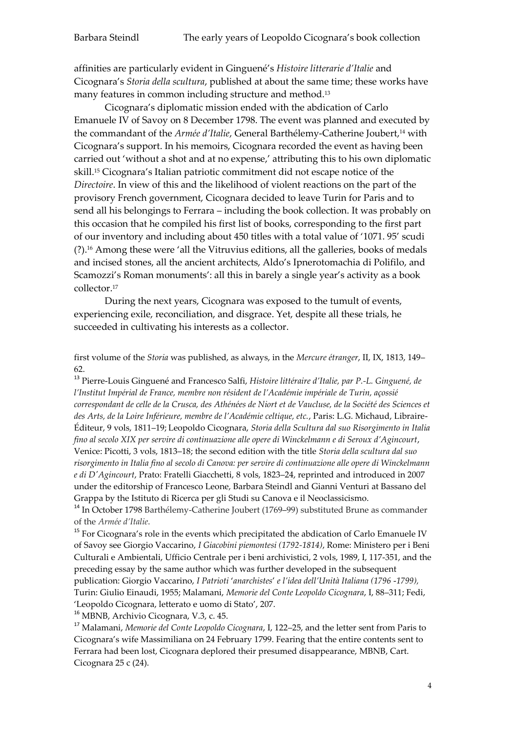affinities are particularly evident in Ginguené's *Histoire litterarie d'Italie* and Cicognara's *Storia della scultura*, published at about the same time; these works have many features in common including structure and method.[13]

Cicognara's diplomatic mission ended with the abdication of Carlo Emanuele IV of Savoy on 8 December 1798. The event was planned and executed by the commandant of the *Armée d'Italie*, General Barthélemy-Catherine Joubert,[14] with Cicognara's support. In his memoirs, Cicognara recorded the event as having been carried out 'without a shot and at no expense,' attributing this to his own diplomatic skill.[15] Cicognara's Italian patriotic commitment did not escape notice of the *Directoire*. In view of this and the likelihood of violent reactions on the part of the provisory French government, Cicognara decided to leave Turin for Paris and to send all his belongings to Ferrara – including the book collection. It was probably on this occasion that he compiled his first list of books, corresponding to the first part of our inventory and including about 450 titles with a total value of '1071. 95' scudi (?).[16] Among these were 'all the Vitruvius editions, all the galleries, books of medals and incised stones, all the ancient architects, Aldo's Ipnerotomachia di Polifilo, and Scamozzi's Roman monuments': all this in barely a single year's activity as a book collector.[17]

During the next years, Cicognara was exposed to the tumult of events, experiencing exile, reconciliation, and disgrace. Yet, despite all these trials, he succeeded in cultivating his interests as a collector.

---

first volume of the *Storia* was published, as always, in the *Mercure étranger*, II, IX, 1813, 149–62.

[13] Pierre-Louis Ginguené and Francesco Salfi, *Histoire littéraire d'Italie, par P.-L. Ginguené, de l'Institut Impérial de France, membre non résident de l'Académie impériale de Turin, açossié correspondant de celle de la Crusca, des Athénées de Niort et de Vaucluse, de la Société des Sciences et des Arts, de la Loire Inférieure, membre de l'Académie celtique, etc.*, Paris: L.G. Michaud, Libraire-Éditeur, 9 vols, 1811–19; Leopoldo Cicognara, *Storia della Scultura dal suo Risorgimento in Italia fino al secolo XIX per servire di continuazione alle opere di Winckelmann e di Seroux d'Agincourt*, Venice: Picotti, 3 vols, 1813–18; the second edition with the title *Storia della scultura dal suo risorgimento in Italia fino al secolo di Canova: per servire di continuazione alle opere di Winckelmann e di D'Agincourt*, Prato: Fratelli Giacchetti, 8 vols, 1823–24, reprinted and introduced in 2007 under the editorship of Francesco Leone, Barbara Steindl and Gianni Venturi at Bassano del Grappa by the Istituto di Ricerca per gli Studi su Canova e il Neoclassicismo.

[14] In October 1798 Barthélemy-Catherine Joubert (1769–99) substituted Brune as commander of the *Armée d'Italie*.

[15] For Cicognara's role in the events which precipitated the abdication of Carlo Emanuele IV of Savoy see Giorgio Vaccarino, *I Giacobini piemontesi (1792-1814)*, Rome: Ministero per i Beni Culturali e Ambientali, Ufficio Centrale per i beni archivistici, 2 vols, 1989, I, 117-351, and the preceding essay by the same author which was further developed in the subsequent publication: Giorgio Vaccarino, *I Patrioti 'anarchistes' e l'idea dell'Unità Italiana (1796 -1799),* Turin: Giulio Einaudi, 1955; Malamani, *Memorie del Conte Leopoldo Cicognara*, I, 88–311; Fedi, 'Leopoldo Cicognara, letterato e uomo di Stato', 207.

[16] MBNB, Archivio Cicognara, V.3, c. 45.

[17] Malamani, *Memorie del Conte Leopoldo Cicognara*, I, 122–25, and the letter sent from Paris to Cicognara's wife Massimiliana on 24 February 1799. Fearing that the entire contents sent to Ferrara had been lost, Cicognara deplored their presumed disappearance, MBNB, Cart. Cicognara 25 c (24).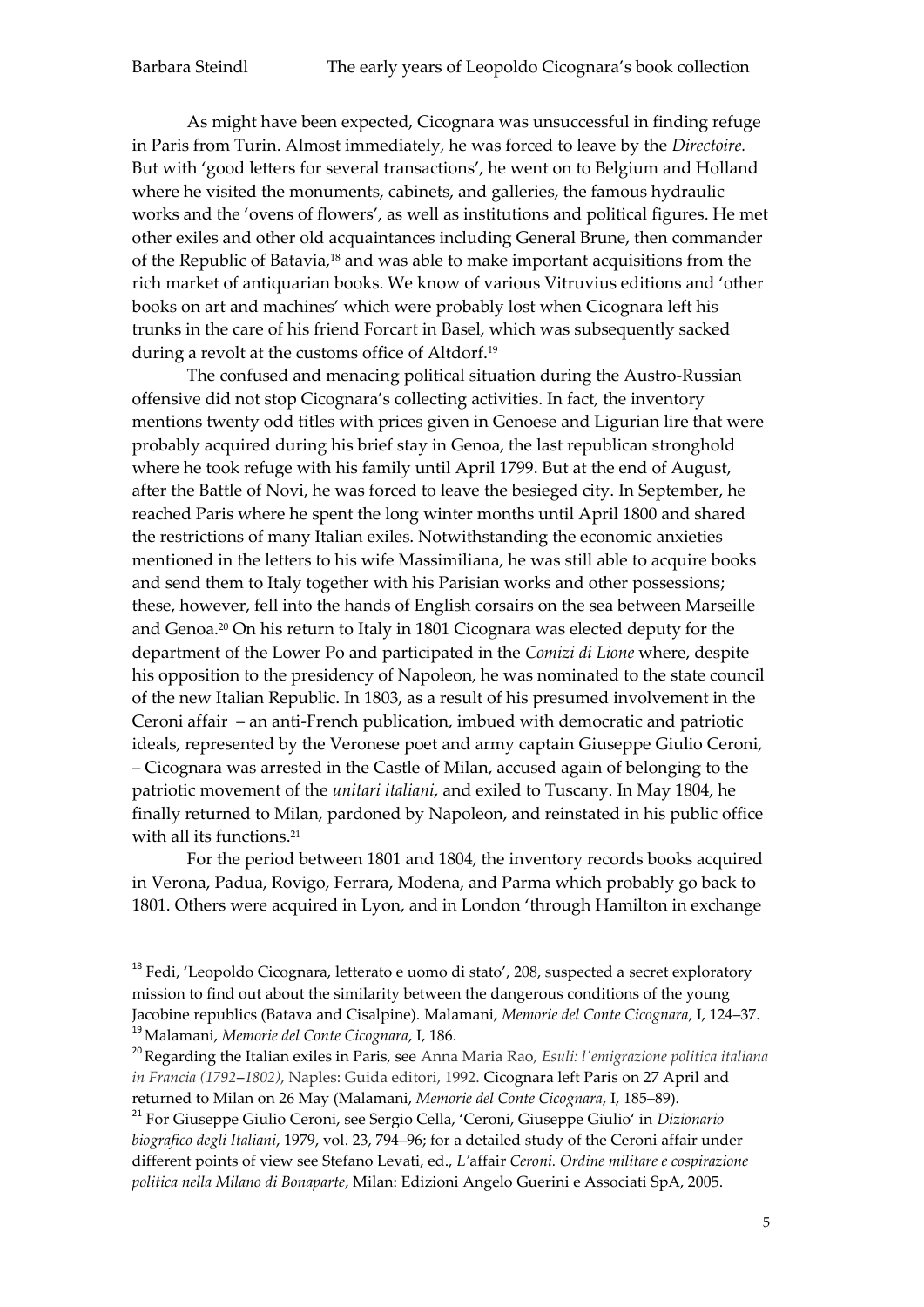As might have been expected, Cicognara was unsuccessful in finding refuge in Paris from Turin. Almost immediately, he was forced to leave by the *Directoire.* But with 'good letters for several transactions', he went on to Belgium and Holland where he visited the monuments, cabinets, and galleries, the famous hydraulic works and the 'ovens of flowers', as well as institutions and political figures. He met other exiles and other old acquaintances including General Brune, then commander of the Republic of Batavia,[18] and was able to make important acquisitions from the rich market of antiquarian books. We know of various Vitruvius editions and 'other books on art and machines' which were probably lost when Cicognara left his trunks in the care of his friend Forcart in Basel, which was subsequently sacked during a revolt at the customs office of Altdorf.[19]

The confused and menacing political situation during the Austro-Russian offensive did not stop Cicognara's collecting activities. In fact, the inventory mentions twenty odd titles with prices given in Genoese and Ligurian lire that were probably acquired during his brief stay in Genoa, the last republican stronghold where he took refuge with his family until April 1799. But at the end of August, after the Battle of Novi, he was forced to leave the besieged city. In September, he reached Paris where he spent the long winter months until April 1800 and shared the restrictions of many Italian exiles. Notwithstanding the economic anxieties mentioned in the letters to his wife Massimiliana, he was still able to acquire books and send them to Italy together with his Parisian works and other possessions; these, however, fell into the hands of English corsairs on the sea between Marseille and Genoa.[20] On his return to Italy in 1801 Cicognara was elected deputy for the department of the Lower Po and participated in the *Comizi di Lione* where, despite his opposition to the presidency of Napoleon, he was nominated to the state council of the new Italian Republic. In 1803, as a result of his presumed involvement in the Ceroni affair – an anti-French publication, imbued with democratic and patriotic ideals, represented by the Veronese poet and army captain Giuseppe Giulio Ceroni, – Cicognara was arrested in the Castle of Milan, accused again of belonging to the patriotic movement of the *unitari italiani*, and exiled to Tuscany. In May 1804, he finally returned to Milan, pardoned by Napoleon, and reinstated in his public office with all its functions.[21]

For the period between 1801 and 1804, the inventory records books acquired in Verona, Padua, Rovigo, Ferrara, Modena, and Parma which probably go back to 1801. Others were acquired in Lyon, and in London 'through Hamilton in exchange

---

[18] Fedi, 'Leopoldo Cicognara, letterato e uomo di stato', 208, suspected a secret exploratory mission to find out about the similarity between the dangerous conditions of the young Jacobine republics (Batava and Cisalpine). Malamani, *Memorie del Conte Cicognara*, I, 124–37.

[19] Malamani, *Memorie del Conte Cicognara*, I, 186.

[20] Regarding the Italian exiles in Paris, see Anna Maria Rao, *Esuli: l'emigrazione politica italiana in Francia (1792–1802)*, Naples: Guida editori, 1992. Cicognara left Paris on 27 April and returned to Milan on 26 May (Malamani, *Memorie del Conte Cicognara*, I, 185–89).

[21] For Giuseppe Giulio Ceroni, see Sergio Cella, 'Ceroni, Giuseppe Giulio' in *Dizionario biografico degli Italiani*, 1979, vol. 23, 794–96; for a detailed study of the Ceroni affair under different points of view see Stefano Levati, ed., *L'*affair *Ceroni. Ordine militare e cospirazione politica nella Milano di Bonaparte*, Milan: Edizioni Angelo Guerini e Associati SpA, 2005.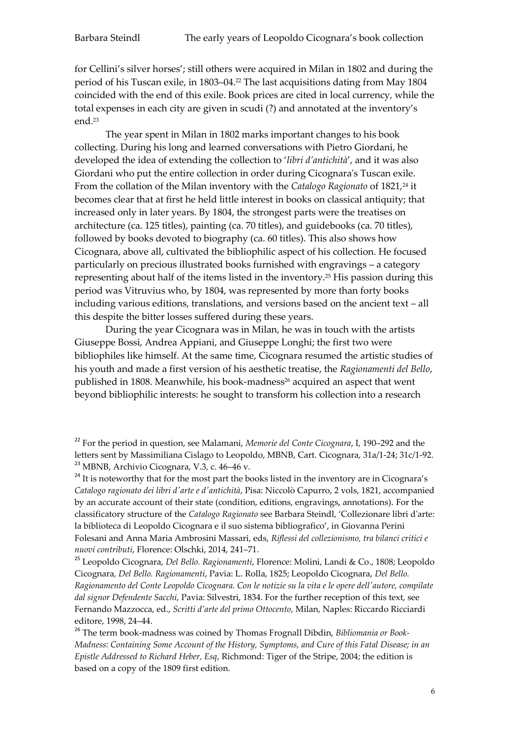for Cellini's silver horses'; still others were acquired in Milan in 1802 and during the period of his Tuscan exile, in 1803–04.[22] The last acquisitions dating from May 1804 coincided with the end of this exile. Book prices are cited in local currency, while the total expenses in each city are given in scudi (?) and annotated at the inventory's end.[23]

The year spent in Milan in 1802 marks important changes to his book collecting. During his long and learned conversations with Pietro Giordani, he developed the idea of extending the collection to '*libri d'antichità*', and it was also Giordani who put the entire collection in order during Cicognara's Tuscan exile. From the collation of the Milan inventory with the *Catalogo Ragionato* of 1821,[24] it becomes clear that at first he held little interest in books on classical antiquity; that increased only in later years. By 1804, the strongest parts were the treatises on architecture (ca. 125 titles), painting (ca. 70 titles), and guidebooks (ca. 70 titles), followed by books devoted to biography (ca. 60 titles). This also shows how Cicognara, above all, cultivated the bibliophilic aspect of his collection. He focused particularly on precious illustrated books furnished with engravings – a category representing about half of the items listed in the inventory.[25] His passion during this period was Vitruvius who, by 1804, was represented by more than forty books including various editions, translations, and versions based on the ancient text – all this despite the bitter losses suffered during these years.

During the year Cicognara was in Milan, he was in touch with the artists Giuseppe Bossi, Andrea Appiani, and Giuseppe Longhi; the first two were bibliophiles like himself. At the same time, Cicognara resumed the artistic studies of his youth and made a first version of his aesthetic treatise, the *Ragionamenti del Bello*, published in 1808. Meanwhile, his book-madness[26] acquired an aspect that went beyond bibliophilic interests: he sought to transform his collection into a research

---

[22] For the period in question, see Malamani, *Memorie del Conte Cicognara*, I, 190–292 and the letters sent by Massimiliana Cislago to Leopoldo, MBNB, Cart. Cicognara, 31a/1-24; 31c/1-92.

[23] MBNB, Archivio Cicognara, V.3, c. 46–46 v.

[24] It is noteworthy that for the most part the books listed in the inventory are in Cicognara's *Catalogo ragionato dei libri d'arte e d'antichità*, Pisa: Niccolò Capurro, 2 vols, 1821, accompanied by an accurate account of their state (condition, editions, engravings, annotations). For the classificatory structure of the *Catalogo Ragionato* see Barbara Steindl, 'Collezionare libri d'arte: la biblioteca di Leopoldo Cicognara e il suo sistema bibliografico', in Giovanna Perini Folesani and Anna Maria Ambrosini Massari, eds, *Riflessi del collezionismo, tra bilanci critici e nuovi contributi*, Florence: Olschki, 2014, 241–71.

[25] Leopoldo Cicognara, *Del Bello. Ragionamenti*, Florence: Molini, Landi & Co., 1808; Leopoldo Cicognara, *Del Bello. Ragionamenti*, Pavia: L. Rolla, 1825; Leopoldo Cicognara, *Del Bello. Ragionamento del Conte Leopoldo Cicognara. Con le notizie su la vita e le opere dell'autore, compilate dal signor Defendente Sacchi*, Pavia: Silvestri, 1834. For the further reception of this text, see Fernando Mazzocca, ed., *Scritti d'arte del primo Ottocento*, Milan, Naples: Riccardo Ricciardi editore, 1998, 24–44.

[26] The term book-madness was coined by Thomas Frognall Dibdin, *Bibliomania or Book-Madness: Containing Some Account of the History, Symptoms, and Cure of this Fatal Disease; in an Epistle Addressed to Richard Heber, Esq*, Richmond: Tiger of the Stripe, 2004; the edition is based on a copy of the 1809 first edition.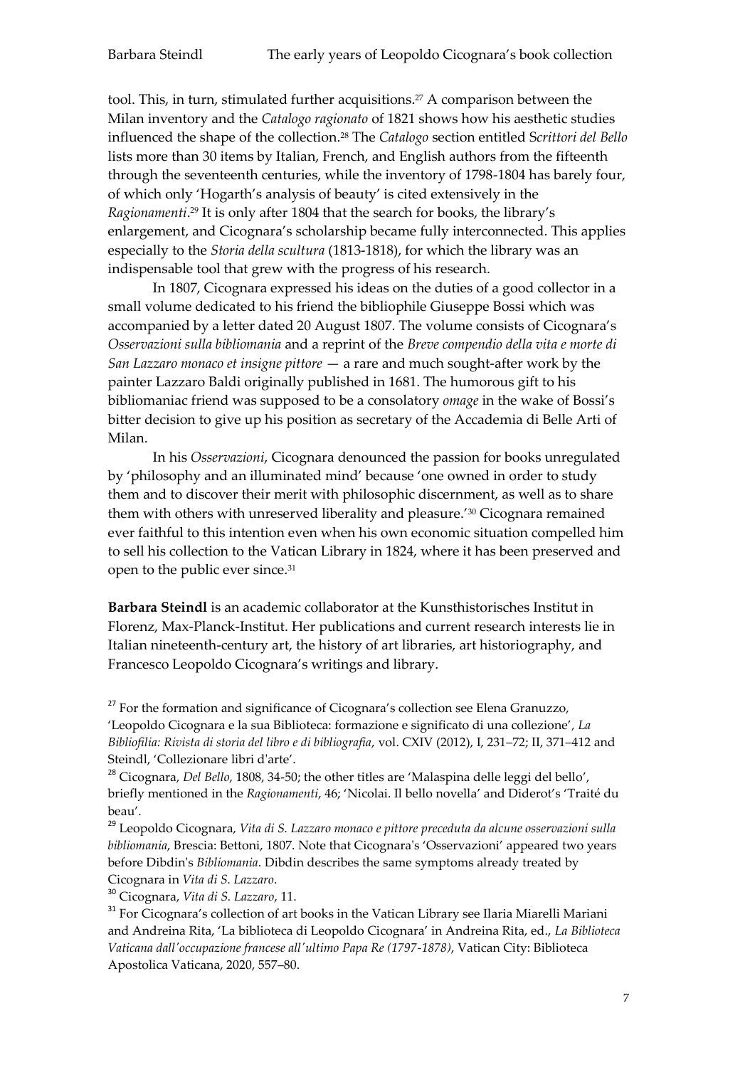tool. This, in turn, stimulated further acquisitions.[27] A comparison between the Milan inventory and the *Catalogo ragionato* of 1821 shows how his aesthetic studies influenced the shape of the collection.[28] The *Catalogo* section entitled S*crittori del Bello* lists more than 30 items by Italian, French, and English authors from the fifteenth through the seventeenth centuries, while the inventory of 1798-1804 has barely four, of which only 'Hogarth's analysis of beauty' is cited extensively in the *Ragionamenti*.[29] It is only after 1804 that the search for books, the library's enlargement, and Cicognara's scholarship became fully interconnected. This applies especially to the *Storia della scultura* (1813-1818), for which the library was an indispensable tool that grew with the progress of his research.

In 1807, Cicognara expressed his ideas on the duties of a good collector in a small volume dedicated to his friend the bibliophile Giuseppe Bossi which was accompanied by a letter dated 20 August 1807. The volume consists of Cicognara's *Osservazioni sulla bibliomania* and a reprint of the *Breve compendio della vita e morte di San Lazzaro monaco et insigne pittore* — a rare and much sought-after work by the painter Lazzaro Baldi originally published in 1681. The humorous gift to his bibliomaniac friend was supposed to be a consolatory *omage* in the wake of Bossi's bitter decision to give up his position as secretary of the Accademia di Belle Arti of Milan.

In his *Osservazioni*, Cicognara denounced the passion for books unregulated by 'philosophy and an illuminated mind' because 'one owned in order to study them and to discover their merit with philosophic discernment, as well as to share them with others with unreserved liberality and pleasure.'[30] Cicognara remained ever faithful to this intention even when his own economic situation compelled him to sell his collection to the Vatican Library in 1824, where it has been preserved and open to the public ever since.[31]

**Barbara Steindl** is an academic collaborator at the Kunsthistorisches Institut in Florenz, Max-Planck-Institut. Her publications and current research interests lie in Italian nineteenth-century art, the history of art libraries, art historiography, and Francesco Leopoldo Cicognara's writings and library.

---

[27] For the formation and significance of Cicognara's collection see Elena Granuzzo, 'Leopoldo Cicognara e la sua Biblioteca: formazione e significato di una collezione', *La Bibliofilia: Rivista di storia del libro e di bibliografia*, vol. CXIV (2012), I, 231–72; II, 371–412 and Steindl, 'Collezionare libri d'arte'.

[28] Cicognara, *Del Bello*, 1808, 34-50; the other titles are 'Malaspina delle leggi del bello', briefly mentioned in the *Ragionamenti*, 46; 'Nicolai. Il bello novella' and Diderot's 'Traité du beau'.

[29] Leopoldo Cicognara, *Vita di S. Lazzaro monaco e pittore preceduta da alcune osservazioni sulla bibliomania*, Brescia: Bettoni, 1807. Note that Cicognara's 'Osservazioni' appeared two years before Dibdin's *Bibliomania*. Dibdin describes the same symptoms already treated by Cicognara in *Vita di S. Lazzaro*.

[30] Cicognara, *Vita di S. Lazzaro*, 11.

[31] For Cicognara's collection of art books in the Vatican Library see Ilaria Miarelli Mariani and Andreina Rita, 'La biblioteca di Leopoldo Cicognara' in Andreina Rita, ed., *La Biblioteca Vaticana dall'occupazione francese all'ultimo Papa Re (1797-1878)*, Vatican City: Biblioteca Apostolica Vaticana, 2020, 557–80.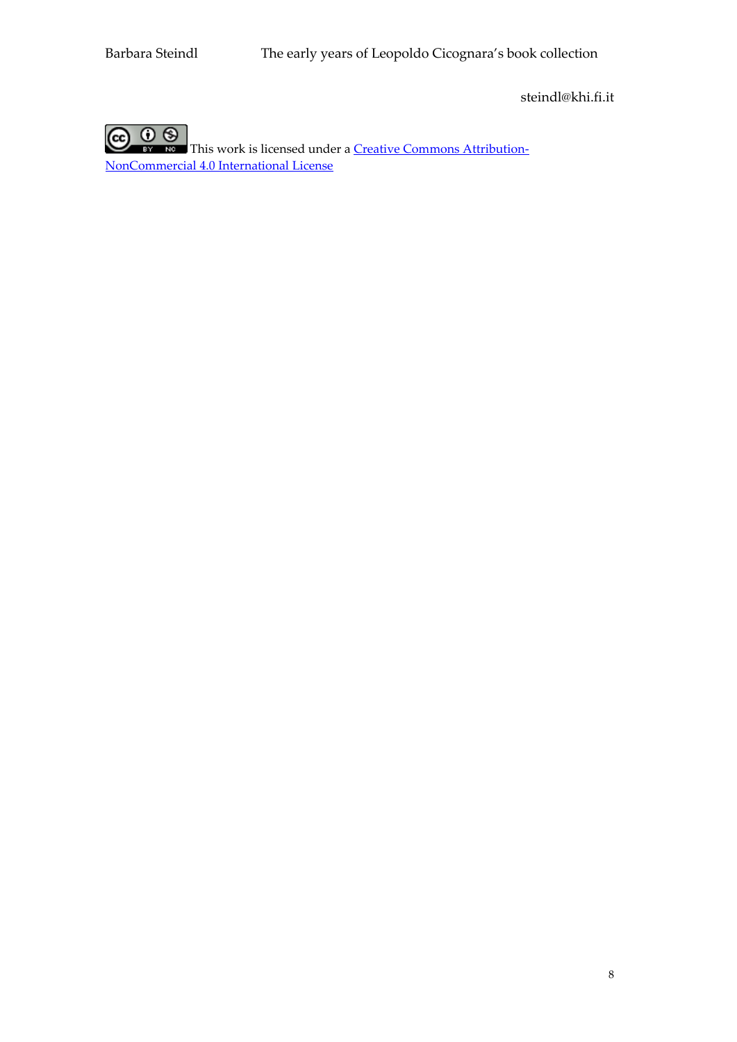steindl@khi.fi.it

This work is licensed under a [Creative Commons Attribution-NonCommercial 4.0 International License]